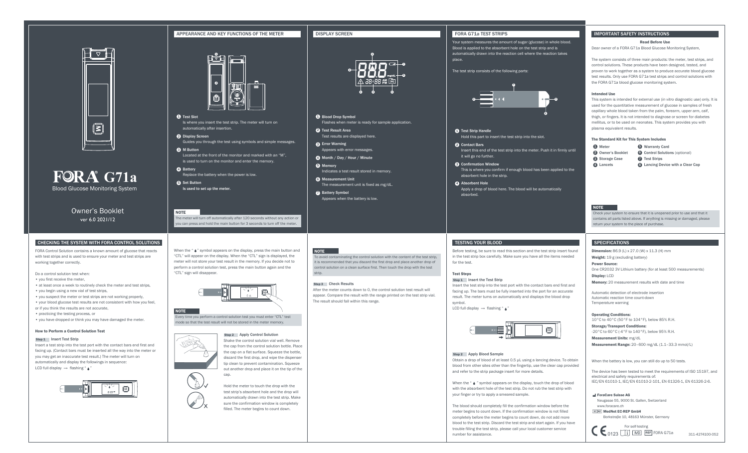# FORA® G71a

Blood Glucose Monitoring System

Owner's Booklet

ver 6.0 2021/12

## APPEARANCE AND KEY FUNCTIONS OF THE METER

1. **Test Slot**
   Is where you insert the test strip. The meter will turn on automatically after insertion.
2. **Display Screen**
   Guides you through the test using symbols and simple messages.
3. **M Button**
   Located at the front of the monitor and marked with an "M", is used to turn on the monitor and enter the memory.
4. **Battery**
   Replace the battery when the power is low.
5. **Set Button**
   Is used to set up the meter.

**NOTE**

The meter will turn off automatically after 120 seconds without any action or you can press and hold the main button for 3 seconds to turn off the meter.

## DISPLAY SCREEN

1. **Blood Drop Symbol**
   Flashes when meter is ready for sample application.
2. **Test Result Area**
   Test results are displayed here.
3. **Error Warning**
   Appears with error messages.
4. **Month / Day / Hour / Minute**
5. **Memory**
   Indicates a test result stored in memory.
6. **Measurement Unit**
   The measurement unit is fixed as mg/dL.
7. **Battery Symbol**
   Appears when the battery is low.

## FORA G71a TEST STRIPS

Your system measures the amount of sugar (glucose) in whole blood. Blood is applied to the absorbent hole on the test strip and is automatically drawn into the reaction cell where the reaction takes place.

The test strip consists of the following parts:

1. **Test Strip Handle**
   Hold this part to insert the test strip into the slot.
2. **Contact Bars**
   Insert this end of the test strip into the meter. Push it in firmly until it will go no further.
3. **Confirmation Window**
   This is where you confirm if enough blood has been applied to the absorbent hole in the strip.
4. **Absorbent Hole**
   Apply a drop of blood here. The blood will be automatically absorbed.

## IMPORTANT SAFETY INSTRUCTIONS

**Read Before Use**

Dear owner of a FORA G71a Blood Glucose Monitoring System,

The system consists of three main products: the meter, test strips, and control solutions. These products have been designed, tested, and proven to work together as a system to produce accurate blood glucose test results. Only use FORA G71a test strips and control solutions with the FORA G71a blood glucose monitoring system.

**Intended Use**

This system is intended for external use (*in vitro* diagnostic use) only. It is used for the quantitative measurement of glucose in samples of fresh capillary whole blood taken from the palm, forearm, upper arm, calf, thigh, or fingers. It is not intended to diagnose or screen for diabetes mellitus, or to be used on neonates. This system provides you with plasma equivalent results.

**The Standard Kit for This System Includes**

1. Meter
2. Owner's Booklet
3. Storage Case
4. Lancets
5. Warranty Card
6. Control Solutions (optional)
7. Test Strips
8. Lancing Device with a Clear Cap

**NOTE**

Check your system to ensure that it is unopened prior to use and that it contains all parts listed above. If anything is missing or damaged, please return your system to the place of purchase.

## CHECKING THE SYSTEM WITH FORA CONTROL SOLUTIONS

FORA Control Solution contains a known amount of glucose that reacts with test strips and is used to ensure your meter and test strips are working together correctly.

Do a control solution test when:

- you first receive the meter,
- at least once a week to routinely check the meter and test strips,
- you begin using a new vial of test strips,
- you suspect the meter or test strips are not working properly,
- your blood glucose test results are not consistent with how you feel, or if you think the results are not accurate,
- practicing the testing process, or
- you have dropped or think you may have damaged the meter.

### How to Perform a Control Solution Test

**Step 1 Insert Test Strip**

Insert a test strip into the test port with the contact bars end first and facing up. (Contact bars must be inserted all the way into the meter or you may get an inaccurate test result.) The meter will turn on automatically and display the followings in sequence:

LCD full display → flashing "🩸"

When the "🩸" symbol appears on the display, press the main button and "CTL" will appear on the display. When the "CTL" sign is displayed, the meter will not store your test result in the memory. If you decide not to perform a control solution test, press the main button again and the "CTL" sign will disappear.

**NOTE**

Every time you perform a control solution test you must enter "CTL" test mode so that the test result will not be stored in the meter memory.

**Step 2 Apply Control Solution**

Shake the control solution vial well. Remove the cap from the control solution bottle. Place the cap on a flat surface. Squeeze the bottle, discard the first drop, and wipe the dispenser tip clean to prevent contamination. Squeeze out another drop and place it on the tip of the cap.

Hold the meter to touch the drop with the test strip's absorbent hole and the drop will automatically drawn into the test strip. Make sure the confirmation window is completely filled. The meter begins to count down.

**NOTE**

To avoid contaminating the control solution with the content of the test strip, it is recommended that you discard the first drop and place another drop of control solution on a clean surface first. Then touch the drop with the test strip.

**Step 3 Check Results**

After the meter counts down to 0, the control solution test result will appear. Compare the result with the range printed on the test strip vial. The result should fall within this range.

## TESTING YOUR BLOOD

Before testing, be sure to read this section and the test strip insert found in the test strip box carefully. Make sure you have all the items needed for the test.

### Test Steps

**Step 1 Insert the Test Strip**

Insert the test strip into the test port with the contact bars end first and facing up. The bars must be fully inserted into the port for an accurate result. The meter turns on automatically and displays the blood drop symbol.

LCD full display → flashing "🩸"

**Step 2 Apply Blood Sample**

Obtain a drop of blood of at least 0.5 µL using a lancing device. To obtain blood from other sites other than the fingertip, use the clear cap provided and refer to the strip package insert for more details.

When the "🩸" symbol appears on the display, touch the drop of blood with the absorbent hole of the test strip. Do not rub the test strip with your finger or try to apply a smeared sample.

The blood should completely fill the confirmation window before the meter begins to count down. If the confirmation window is not filled completely before the meter begins to count down, do not add more blood to the test strip. Discard the test strip and start again. If you have trouble filling the test strip, please call your local customer service number for assistance.

## SPECIFICATIONS

**Dimension:** 86.9 (L) x 27.0 (W) x 11.3 (H) mm

**Weight:** 19 g (excluding battery)

**Power Source:**
One CR2032 3V Lithium battery (for at least 500 measurements)

**Display:** LCD

**Memory:** 20 measurement results with date and time

Automatic detection of electrode insertion
Automatic reaction time count-down
Temperature warning

**Operating Conditions:**
10°C to 40°C (50°F to 104°F), below 85% R.H.

**Storage/Transport Conditions:**
-20°C to 60°C (-4°F to 140°F), below 95% R.H.

**Measurement Units:** mg/dL

**Measurement Range:** 20–600 mg/dL (1.1–33.3 mmol/L)

When the battery is low, you can still do up to 50 tests.

The device has been tested to meet the requirements of ISO 15197, and electrical and safety requirements of:
IEC/EN 61010-1, IEC/EN 61010-2-101, EN 61326-1, EN 61326-2-6.

**ForaCare Suisse AG**
Neugasse 55, 9000 St. Gallen, Switzerland
www.foracare.ch

EC REP **MedNet EC-REP GmbH**
Borkstraße 10, 48163 Münster, Germany

For self-testing

CE 0123 IVD REF FORA G71a

311-4274100-052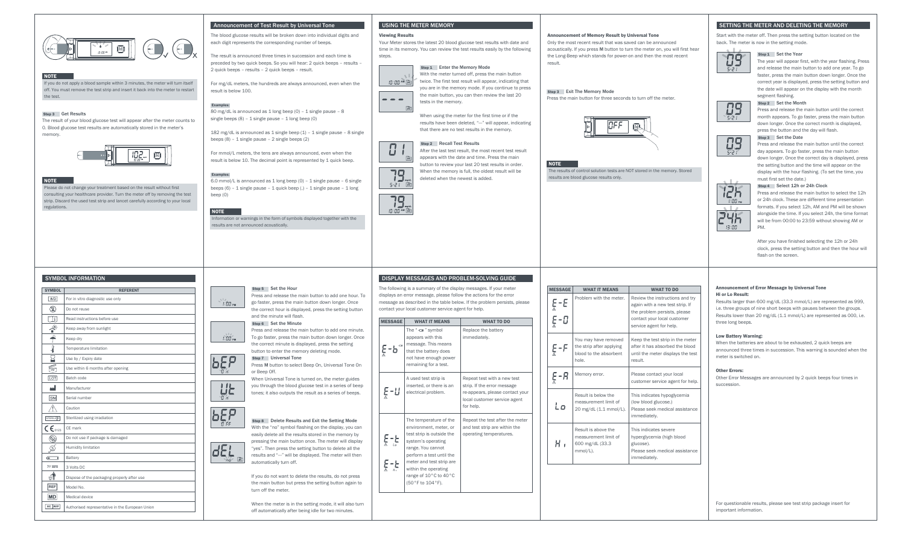### NOTE

If you do not apply a blood sample within 3 minutes, the meter will turn itself off. You must remove the test strip and insert it back into the meter to restart the test.

**Step 3 Get Results**

The result of your blood glucose test will appear after the meter counts to 0. Blood glucose test results are automatically stored in the meter's memory.

### NOTE

Please do not change your treatment based on the result without first consulting your healthcare provider. Turn the meter off by removing the test strip. Discard the used test strip and lancet carefully according to your local regulations.

## Announcement of Test Result by Universal Tone

The blood glucose results will be broken down into individual digits and each digit represents the corresponding number of beeps.

The result is announced three times in succession and each time is preceded by two quick beeps. So you will hear: 2 quick beeps – results – 2 quick beeps – results – 2 quick beeps – result.

For mg/dL meters, the hundreds are always announced, even when the result is below 100.

**Examples:**

80 mg/dL is announced as 1 long beep (0) – 1 single pause – 8 single beeps (8) – 1 single pause – 1 long beep (0)

182 mg/dL is announced as 1 single beep (1) – 1 single pause – 8 single beeps (8) – 1 single pause – 2 single beeps (2)

For mmol/L meters, the tens are always announced, even when the result is below 10. The decimal point is represented by 1 quick beep.

**Examples:**

6.0 mmol/L is announced as 1 long beep (0) – 1 single pause – 6 single beeps (6) – 1 single pause – 1 quick beep (.) – 1 single pause – 1 long beep (0)

### NOTE

Information or warnings in the form of symbols displayed together with the results are not announced acoustically.

## USING THE METER MEMORY

**Viewing Results**

Your Meter stores the latest 20 blood glucose test results with date and time in its memory. You can review the test results easily by the following steps.

**Step 1 Enter the Memory Mode**

With the meter turned off, press the main button twice. The first test result will appear, indicating that you are in the memory mode. If you continue to press the main button, you can then review the last 20 tests in the memory.

When using the meter for the first time or if the results have been deleted, "---" will appear, indicating that there are no test results in the memory.

**Step 2 Recall Test Results**

After the last test result, the most recent test result appears with the date and time. Press the main button to review your last 20 test results in order. When the memory is full, the oldest result will be deleted when the newest is added.

**Announcement of Memory Result by Universal Tone**

Only the most recent result that was saved can be announced acoustically. If you press **M** button to turn the meter on, you will first hear the Long-Beep which stands for power-on and then the most recent result.

**Step 3 Exit The Memory Mode**

Press the main button for three seconds to turn off the meter.

### NOTE

The results of control solution tests are NOT stored in the memory. Stored results are blood glucose results only.

## SETTING THE METER AND DELETING THE MEMORY

Start with the meter off. Then press the setting button located on the back. The meter is now in the setting mode.

**Step 1 Set the Year**

The year will appear first, with the year flashing. Press and release the main button to add one year. To go faster, press the main button down longer. Once the correct year is displayed, press the setting button and the date will appear on the display with the month segment flashing.

**Step 2 Set the Month**

Press and release the main button until the correct month appears. To go faster, press the main button down longer. Once the correct month is displayed, press the button and the day will flash.

**Step 3 Set the Date**

Press and release the main button until the correct day appears. To go faster, press the main button down longer. Once the correct day is displayed, press the setting button and the time will appear on the display with the hour flashing. (To set the time, you must first set the date.)

**Step 4 Select 12h or 24h Clock**

Press and release the main button to select the 12h or 24h clock. These are different time presentation formats. If you select 12h, AM and PM will be shown alongside the time. If you select 24h, the time format will be from 00:00 to 23:59 without showing AM or PM.

After you have finished selecting the 12h or 24h clock, press the setting button and then the hour will flash on the screen.

## SYMBOL INFORMATION

| SYMBOL | REFERENT |
|---|---|
| IVD | For in vitro diagnostic use only |
| | Do not reuse |
| | Read instructions before use |
| | Keep away from sunlight |
| | Keep dry |
| | Temperature limitation |
| | Use by / Expiry date |
| | Use within 6 months after opening |
| LOT | Batch code |
| | Manufacturer |
| SN | Serial number |
| | Caution |
| STERILE R | Sterilized using irradiation |
| CE 0123 | CE mark |
| | Do not use if package is damaged |
| | Humidity limitation |
| | Battery |
| 3V | 3 Volts DC |
| | Dispose of the packaging properly after use |
| REF | Model No. |
| MD | Medical device |
| EC REP | Authorised representative in the European Union |

**Step 5 Set the Hour**

Press and release the main button to add one hour. To go faster, press the main button down longer. Once the correct hour is displayed, press the setting button and the minute will flash.

**Step 6 Set the Minute**

Press and release the main button to add one minute. To go faster, press the main button down longer. Once the correct minute is displayed, press the setting button to enter the memory deleting mode.

**Step 7 Universal Tone**

Press **M** button to select Beep On, Universal Tone On or Beep Off.

When Universal Tone is turned on, the meter guides you through the blood glucose test in a series of beep tones; it also outputs the result as a series of beeps.

**Step 8 Delete Results and Exit the Setting Mode**

With the "no" symbol flashing on the display, you can easily delete all the results stored in the memory by pressing the main button once. The meter will display "yes". Then press the setting button to delete all the results and "---" will be displayed. The meter will then automatically turn off.

If you do not want to delete the results, do not press the main button but press the setting button again to turn off the meter.

When the meter is in the setting mode, it will also turn off automatically after being idle for two minutes.

## DISPLAY MESSAGES AND PROBLEM-SOLVING GUIDE

The following is a summary of the display messages. If your meter displays an error message, please follow the actions for the error message as described in the table below. If the problem persists, please contact your local customer service agent for help.

| MESSAGE | WHAT IT MEANS | WHAT TO DO |
|---|---|---|
| E-b | The " " symbol appears with this message. This means that the battery does not have enough power remaining for a test. | Replace the battery immediately. |
| E-U | A used test strip is inserted, or there is an electrical problem. | Repeat test with a new test strip. If the error message re-appears, please contact your local customer service agent for help. |
| E-t Lo / E-t Hi | The temperature of the environment, meter, or test strip is outside the system's operating range. You cannot perform a test until the meter and test strip are within the operating range of 10°C to 40°C (50°F to 104°F). | Repeat the test after the meter and test strip are within the operating temperatures. |
| E-E / E-0 | Problem with the meter. | Review the instructions and try again with a new test strip. If the problem persists, please contact your local customer service agent for help. |
| E-F | You may have removed the strip after applying blood to the absorbent hole. | Keep the test strip in the meter after it has absorbed the blood until the meter displays the test result. |
| E-A | Memory error. | Please contact your local customer service agent for help. |
| Lo | Result is below the measurement limit of 20 mg/dL (1.1 mmol/L). | This indicates hypoglycemia (low blood glucose). Please seek medical assistance immediately. |
| Hi | Result is above the measurement limit of 600 mg/dL (33.3 mmol/L). | This indicates severe hyperglycemia (high blood glucose). Please seek medical assistance immediately. |

**Announcement of Error Message by Universal Tone**

**Hi or Lo Result:**

Results larger than 600 mg/dL (33.3 mmol/L) are represented as 999, i.e. three groups of nine short beeps with pauses between the groups. Results lower than 20 mg/dL (1.1 mmol/L) are represented as 000, i.e. three long beeps.

**Low Battery Warning:**

When the batteries are about to be exhausted, 2 quick beeps are announced three times in succession. This warning is sounded when the meter is switched on.

**Other Errors:**

Other Error Messages are announced by 2 quick beeps four times in succession.

For questionable results, please see test strip package insert for important information.